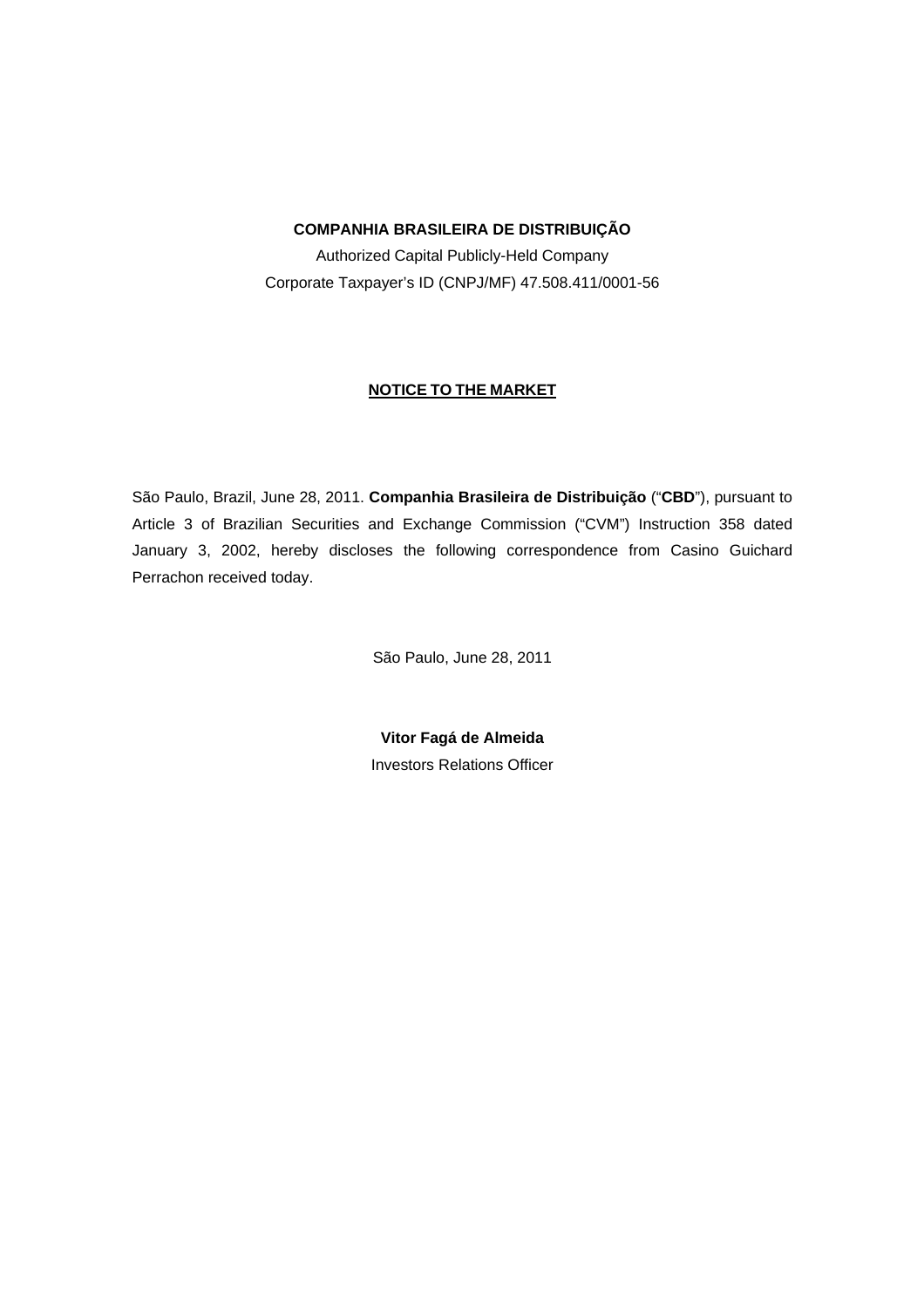**COMPANHIA BRASILEIRA DE DISTRIBUIÇÃO**

Authorized Capital Publicly-Held Company

Corporate Taxpayer's ID (CNPJ/MF) 47.508.411/0001-56

# NOTICE TO THE MARKET

São Paulo, Brazil, June 28, 2011. **Companhia Brasileira de Distribuição** ("**CBD**"), pursuant to Article 3 of Brazilian Securities and Exchange Commission ("CVM") Instruction 358 dated January 3, 2002, hereby discloses the following correspondence from Casino Guichard Perrachon received today.

São Paulo, June 28, 2011

**Vitor Fagá de Almeida**

Investors Relations Officer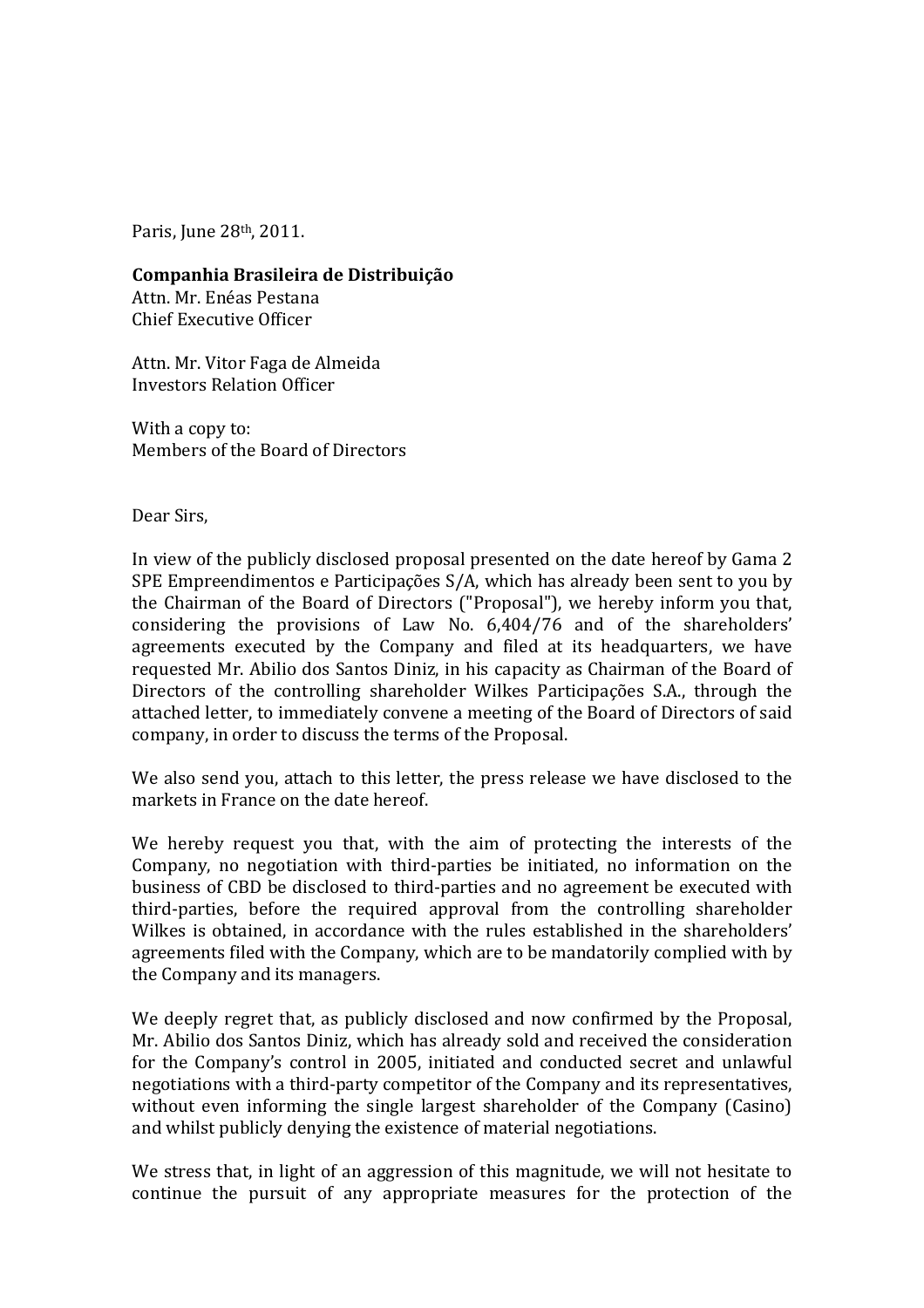Paris, June 28th, 2011.

**Companhia Brasileira de Distribuição**
Attn. Mr. Enéas Pestana
Chief Executive Officer

Attn. Mr. Vitor Faga de Almeida
Investors Relation Officer

With a copy to:
Members of the Board of Directors

Dear Sirs,

In view of the publicly disclosed proposal presented on the date hereof by Gama 2 SPE Empreendimentos e Participações S/A, which has already been sent to you by the Chairman of the Board of Directors ("Proposal"), we hereby inform you that, considering the provisions of Law No. 6,404/76 and of the shareholders' agreements executed by the Company and filed at its headquarters, we have requested Mr. Abilio dos Santos Diniz, in his capacity as Chairman of the Board of Directors of the controlling shareholder Wilkes Participações S.A., through the attached letter, to immediately convene a meeting of the Board of Directors of said company, in order to discuss the terms of the Proposal.

We also send you, attach to this letter, the press release we have disclosed to the markets in France on the date hereof.

We hereby request you that, with the aim of protecting the interests of the Company, no negotiation with third-parties be initiated, no information on the business of CBD be disclosed to third-parties and no agreement be executed with third-parties, before the required approval from the controlling shareholder Wilkes is obtained, in accordance with the rules established in the shareholders' agreements filed with the Company, which are to be mandatorily complied with by the Company and its managers.

We deeply regret that, as publicly disclosed and now confirmed by the Proposal, Mr. Abilio dos Santos Diniz, which has already sold and received the consideration for the Company's control in 2005, initiated and conducted secret and unlawful negotiations with a third-party competitor of the Company and its representatives, without even informing the single largest shareholder of the Company (Casino) and whilst publicly denying the existence of material negotiations.

We stress that, in light of an aggression of this magnitude, we will not hesitate to continue the pursuit of any appropriate measures for the protection of the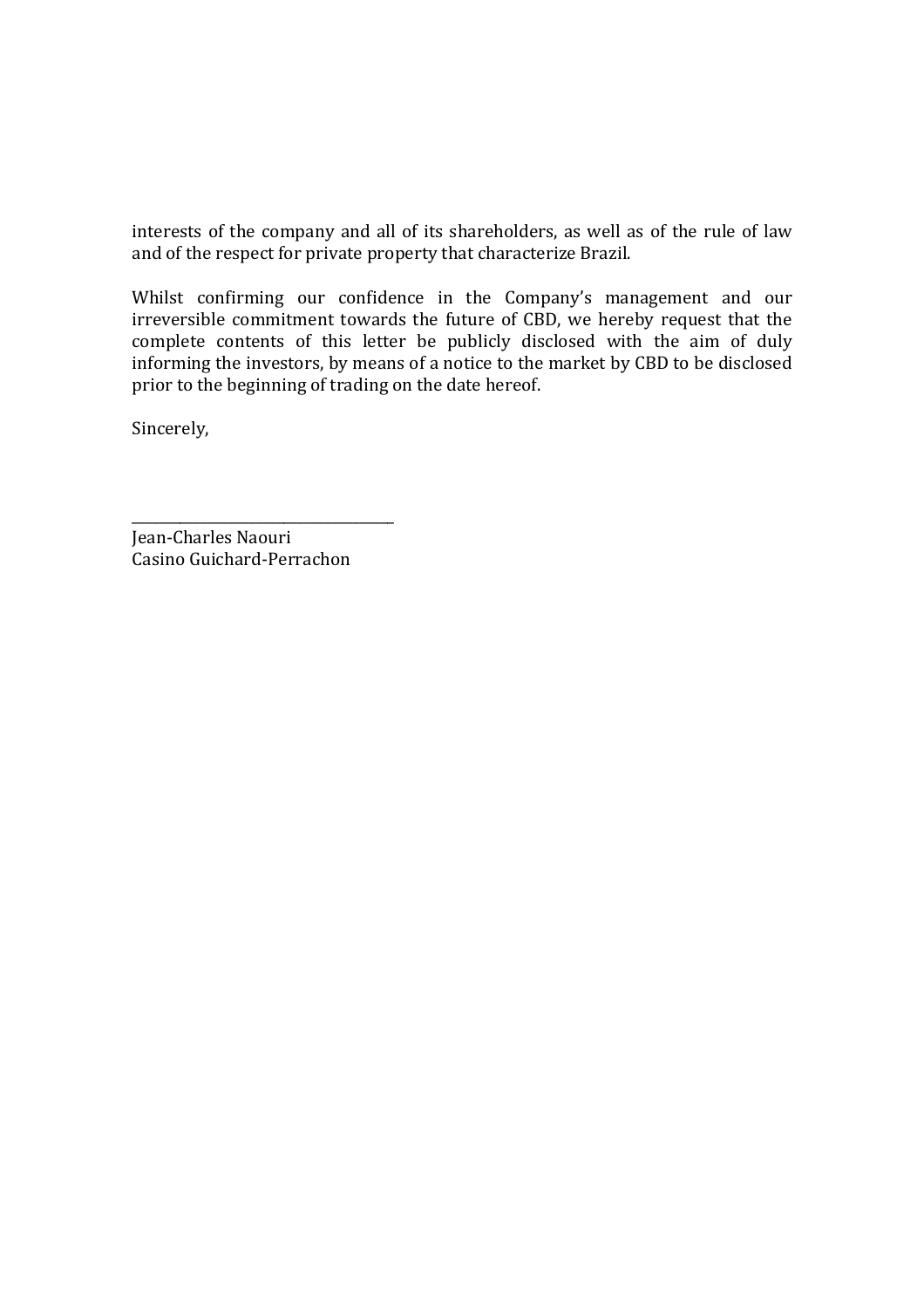interests of the company and all of its shareholders, as well as of the rule of law and of the respect for private property that characterize Brazil.

Whilst confirming our confidence in the Company's management and our irreversible commitment towards the future of CBD, we hereby request that the complete contents of this letter be publicly disclosed with the aim of duly informing the investors, by means of a notice to the market by CBD to be disclosed prior to the beginning of trading on the date hereof.

Sincerely,

\_\_\_\_\_\_\_\_\_\_\_\_\_\_\_\_\_\_\_\_\_\_\_\_\_\_\_\_\_\_\_\_\_\_\_

Jean-Charles Naouri
Casino Guichard-Perrachon